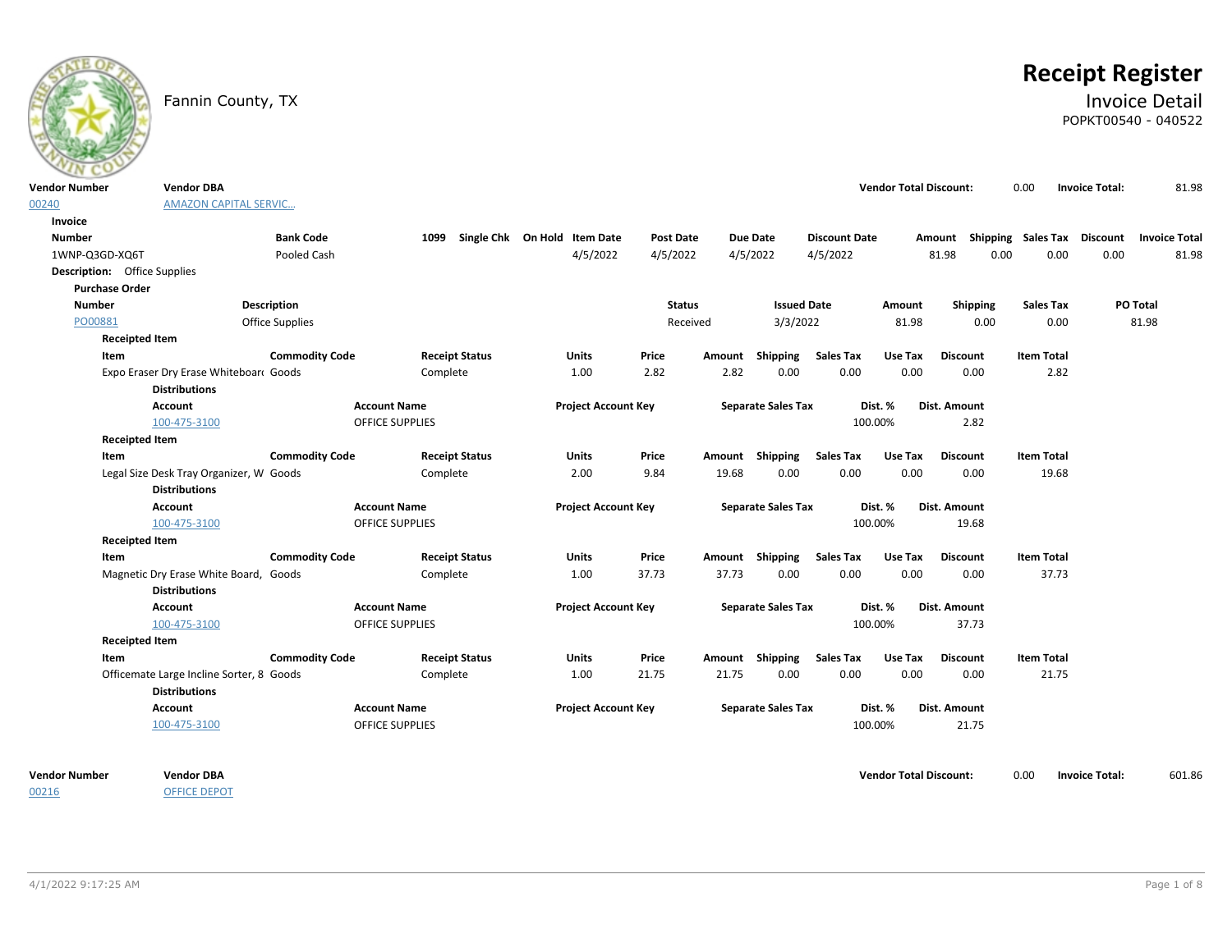# Receipt Register

Fannin County, TX

## Invoice Detail

POPKT00540 - 040522

| Vendor Number | Vendor DBA | Vendor Total Discount: | 0.00 | Invoice Total: | 81.98 |
|---|---|---|---|---|---|
| 00240 | AMAZON CAPITAL SERVIC... | | | | |

**Invoice**

| Number | Bank Code | 1099 | Single Chk | On Hold | Item Date | Post Date | Due Date | Discount Date | Amount | Shipping | Sales Tax | Discount | Invoice Total |
|---|---|---|---|---|---|---|---|---|---|---|---|---|---|
| 1WNP-Q3GD-XQ6T | Pooled Cash | | | | 4/5/2022 | 4/5/2022 | 4/5/2022 | 4/5/2022 | 81.98 | 0.00 | 0.00 | 0.00 | 81.98 |

**Description:** Office Supplies

**Purchase Order**

| Number | Description | Status | Issued Date | Amount | Shipping | Sales Tax | PO Total |
|---|---|---|---|---|---|---|---|
| PO00881 | Office Supplies | Received | 3/3/2022 | 81.98 | 0.00 | 0.00 | 81.98 |

**Receipted Item**

| Item | Commodity Code | Receipt Status | Units | Price | Amount | Shipping | Sales Tax | Use Tax | Discount | Item Total |
|---|---|---|---|---|---|---|---|---|---|---|
| Expo Eraser Dry Erase Whiteboar( | Goods | Complete | 1.00 | 2.82 | 2.82 | 0.00 | 0.00 | 0.00 | 0.00 | 2.82 |

**Distributions**

| Account | Account Name | Project Account Key | Separate Sales Tax | Dist. % | Dist. Amount |
|---|---|---|---|---|---|
| 100-475-3100 | OFFICE SUPPLIES | | | 100.00% | 2.82 |

**Receipted Item**

| Item | Commodity Code | Receipt Status | Units | Price | Amount | Shipping | Sales Tax | Use Tax | Discount | Item Total |
|---|---|---|---|---|---|---|---|---|---|---|
| Legal Size Desk Tray Organizer, W | Goods | Complete | 2.00 | 9.84 | 19.68 | 0.00 | 0.00 | 0.00 | 0.00 | 19.68 |

**Distributions**

| Account | Account Name | Project Account Key | Separate Sales Tax | Dist. % | Dist. Amount |
|---|---|---|---|---|---|
| 100-475-3100 | OFFICE SUPPLIES | | | 100.00% | 19.68 |

**Receipted Item**

| Item | Commodity Code | Receipt Status | Units | Price | Amount | Shipping | Sales Tax | Use Tax | Discount | Item Total |
|---|---|---|---|---|---|---|---|---|---|---|
| Magnetic Dry Erase White Board, | Goods | Complete | 1.00 | 37.73 | 37.73 | 0.00 | 0.00 | 0.00 | 0.00 | 37.73 |

**Distributions**

| Account | Account Name | Project Account Key | Separate Sales Tax | Dist. % | Dist. Amount |
|---|---|---|---|---|---|
| 100-475-3100 | OFFICE SUPPLIES | | | 100.00% | 37.73 |

**Receipted Item**

| Item | Commodity Code | Receipt Status | Units | Price | Amount | Shipping | Sales Tax | Use Tax | Discount | Item Total |
|---|---|---|---|---|---|---|---|---|---|---|
| Officemate Large Incline Sorter, 8 | Goods | Complete | 1.00 | 21.75 | 21.75 | 0.00 | 0.00 | 0.00 | 0.00 | 21.75 |

**Distributions**

| Account | Account Name | Project Account Key | Separate Sales Tax | Dist. % | Dist. Amount |
|---|---|---|---|---|---|
| 100-475-3100 | OFFICE SUPPLIES | | | 100.00% | 21.75 |

| Vendor Number | Vendor DBA | Vendor Total Discount: | 0.00 | Invoice Total: | 601.86 |
|---|---|---|---|---|---|
| 00216 | OFFICE DEPOT | | | | |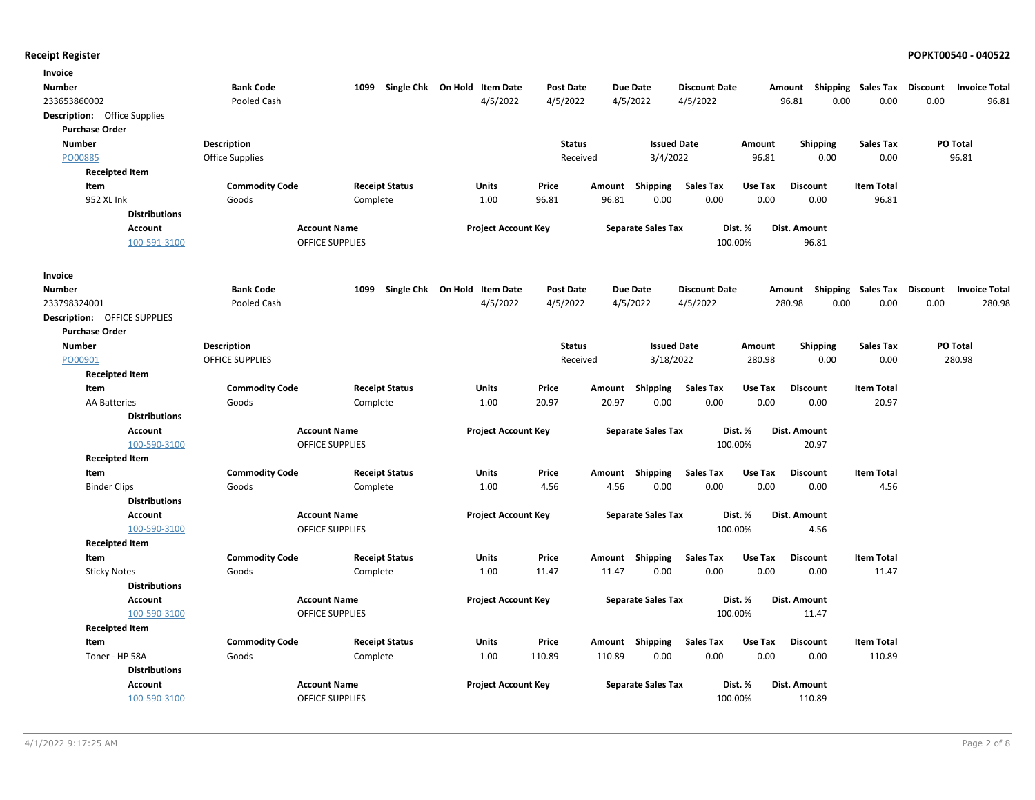# Receipt Register

POPKT00540 - 040522

## Invoice

| Number | Bank Code | 1099 | Single Chk | On Hold | Item Date | Post Date | Due Date | Discount Date | Amount | Shipping | Sales Tax | Discount | Invoice Total |
|---|---|---|---|---|---|---|---|---|---|---|---|---|---|
| 233653860002 | Pooled Cash | | | | 4/5/2022 | 4/5/2022 | 4/5/2022 | 4/5/2022 | 96.81 | 0.00 | 0.00 | 0.00 | 96.81 |

**Description:** Office Supplies

### Purchase Order

| Number | Description | Status | Issued Date | Amount | Shipping | Sales Tax | PO Total |
|---|---|---|---|---|---|---|---|
| PO00885 | Office Supplies | Received | 3/4/2022 | 96.81 | 0.00 | 0.00 | 96.81 |

#### Receipted Item

| Item | Commodity Code | Receipt Status | Units | Price | Amount | Shipping | Sales Tax | Use Tax | Discount | Item Total |
|---|---|---|---|---|---|---|---|---|---|---|
| 952 XL Ink | Goods | Complete | 1.00 | 96.81 | 96.81 | 0.00 | 0.00 | 0.00 | 0.00 | 96.81 |

**Distributions**

| Account | Account Name | Project Account Key | Separate Sales Tax | Dist. % | Dist. Amount |
|---|---|---|---|---|---|
| 100-591-3100 | OFFICE SUPPLIES | | | 100.00% | 96.81 |

## Invoice

| Number | Bank Code | 1099 | Single Chk | On Hold | Item Date | Post Date | Due Date | Discount Date | Amount | Shipping | Sales Tax | Discount | Invoice Total |
|---|---|---|---|---|---|---|---|---|---|---|---|---|---|
| 233798324001 | Pooled Cash | | | | 4/5/2022 | 4/5/2022 | 4/5/2022 | 4/5/2022 | 280.98 | 0.00 | 0.00 | 0.00 | 280.98 |

**Description:** OFFICE SUPPLIES

### Purchase Order

| Number | Description | Status | Issued Date | Amount | Shipping | Sales Tax | PO Total |
|---|---|---|---|---|---|---|---|
| PO00901 | OFFICE SUPPLIES | Received | 3/18/2022 | 280.98 | 0.00 | 0.00 | 280.98 |

#### Receipted Item

| Item | Commodity Code | Receipt Status | Units | Price | Amount | Shipping | Sales Tax | Use Tax | Discount | Item Total |
|---|---|---|---|---|---|---|---|---|---|---|
| AA Batteries | Goods | Complete | 1.00 | 20.97 | 20.97 | 0.00 | 0.00 | 0.00 | 0.00 | 20.97 |

**Distributions**

| Account | Account Name | Project Account Key | Separate Sales Tax | Dist. % | Dist. Amount |
|---|---|---|---|---|---|
| 100-590-3100 | OFFICE SUPPLIES | | | 100.00% | 20.97 |

#### Receipted Item

| Item | Commodity Code | Receipt Status | Units | Price | Amount | Shipping | Sales Tax | Use Tax | Discount | Item Total |
|---|---|---|---|---|---|---|---|---|---|---|
| Binder Clips | Goods | Complete | 1.00 | 4.56 | 4.56 | 0.00 | 0.00 | 0.00 | 0.00 | 4.56 |

**Distributions**

| Account | Account Name | Project Account Key | Separate Sales Tax | Dist. % | Dist. Amount |
|---|---|---|---|---|---|
| 100-590-3100 | OFFICE SUPPLIES | | | 100.00% | 4.56 |

#### Receipted Item

| Item | Commodity Code | Receipt Status | Units | Price | Amount | Shipping | Sales Tax | Use Tax | Discount | Item Total |
|---|---|---|---|---|---|---|---|---|---|---|
| Sticky Notes | Goods | Complete | 1.00 | 11.47 | 11.47 | 0.00 | 0.00 | 0.00 | 0.00 | 11.47 |

**Distributions**

| Account | Account Name | Project Account Key | Separate Sales Tax | Dist. % | Dist. Amount |
|---|---|---|---|---|---|
| 100-590-3100 | OFFICE SUPPLIES | | | 100.00% | 11.47 |

#### Receipted Item

| Item | Commodity Code | Receipt Status | Units | Price | Amount | Shipping | Sales Tax | Use Tax | Discount | Item Total |
|---|---|---|---|---|---|---|---|---|---|---|
| Toner - HP 58A | Goods | Complete | 1.00 | 110.89 | 110.89 | 0.00 | 0.00 | 0.00 | 0.00 | 110.89 |

**Distributions**

| Account | Account Name | Project Account Key | Separate Sales Tax | Dist. % | Dist. Amount |
|---|---|---|---|---|---|
| 100-590-3100 | OFFICE SUPPLIES | | | 100.00% | 110.89 |

4/1/2022 9:17:25 AM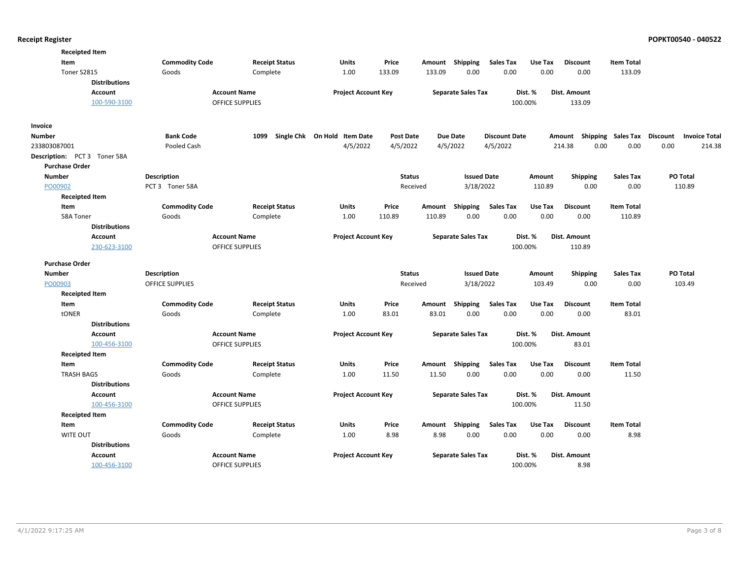**Receipted Item**

| Item | Commodity Code | Receipt Status | Units | Price | Amount | Shipping | Sales Tax | Use Tax | Discount | Item Total |
|---|---|---|---|---|---|---|---|---|---|---|
| Toner S2815 | Goods | Complete | 1.00 | 133.09 | 133.09 | 0.00 | 0.00 | 0.00 | 0.00 | 133.09 |

**Distributions**

| Account | Account Name | Project Account Key | Separate Sales Tax | Dist. % | Dist. Amount |
|---|---|---|---|---|---|
| 100-590-3100 | OFFICE SUPPLIES | | | 100.00% | 133.09 |

**Invoice**

| Number | Bank Code | 1099 | Single Chk | On Hold | Item Date | Post Date | Due Date | Discount Date | Amount | Shipping | Sales Tax | Discount | Invoice Total |
|---|---|---|---|---|---|---|---|---|---|---|---|---|---|
| 233803087001 | Pooled Cash | | | | 4/5/2022 | 4/5/2022 | 4/5/2022 | 4/5/2022 | 214.38 | 0.00 | 0.00 | 0.00 | 214.38 |

**Description:** PCT 3 Toner 58A

**Purchase Order**

| Number | Description | Status | Issued Date | Amount | Shipping | Sales Tax | PO Total |
|---|---|---|---|---|---|---|---|
| PO00902 | PCT 3 Toner 58A | Received | 3/18/2022 | 110.89 | 0.00 | 0.00 | 110.89 |

**Receipted Item**

| Item | Commodity Code | Receipt Status | Units | Price | Amount | Shipping | Sales Tax | Use Tax | Discount | Item Total |
|---|---|---|---|---|---|---|---|---|---|---|
| 58A Toner | Goods | Complete | 1.00 | 110.89 | 110.89 | 0.00 | 0.00 | 0.00 | 0.00 | 110.89 |

**Distributions**

| Account | Account Name | Project Account Key | Separate Sales Tax | Dist. % | Dist. Amount |
|---|---|---|---|---|---|
| 230-623-3100 | OFFICE SUPPLIES | | | 100.00% | 110.89 |

**Purchase Order**

| Number | Description | Status | Issued Date | Amount | Shipping | Sales Tax | PO Total |
|---|---|---|---|---|---|---|---|
| PO00903 | OFFICE SUPPLIES | Received | 3/18/2022 | 103.49 | 0.00 | 0.00 | 103.49 |

**Receipted Item**

| Item | Commodity Code | Receipt Status | Units | Price | Amount | Shipping | Sales Tax | Use Tax | Discount | Item Total |
|---|---|---|---|---|---|---|---|---|---|---|
| tONER | Goods | Complete | 1.00 | 83.01 | 83.01 | 0.00 | 0.00 | 0.00 | 0.00 | 83.01 |

**Distributions**

| Account | Account Name | Project Account Key | Separate Sales Tax | Dist. % | Dist. Amount |
|---|---|---|---|---|---|
| 100-456-3100 | OFFICE SUPPLIES | | | 100.00% | 83.01 |

**Receipted Item**

| Item | Commodity Code | Receipt Status | Units | Price | Amount | Shipping | Sales Tax | Use Tax | Discount | Item Total |
|---|---|---|---|---|---|---|---|---|---|---|
| TRASH BAGS | Goods | Complete | 1.00 | 11.50 | 11.50 | 0.00 | 0.00 | 0.00 | 0.00 | 11.50 |

**Distributions**

| Account | Account Name | Project Account Key | Separate Sales Tax | Dist. % | Dist. Amount |
|---|---|---|---|---|---|
| 100-456-3100 | OFFICE SUPPLIES | | | 100.00% | 11.50 |

**Receipted Item**

| Item | Commodity Code | Receipt Status | Units | Price | Amount | Shipping | Sales Tax | Use Tax | Discount | Item Total |
|---|---|---|---|---|---|---|---|---|---|---|
| WITE OUT | Goods | Complete | 1.00 | 8.98 | 8.98 | 0.00 | 0.00 | 0.00 | 0.00 | 8.98 |

**Distributions**

| Account | Account Name | Project Account Key | Separate Sales Tax | Dist. % | Dist. Amount |
|---|---|---|---|---|---|
| 100-456-3100 | OFFICE SUPPLIES | | | 100.00% | 8.98 |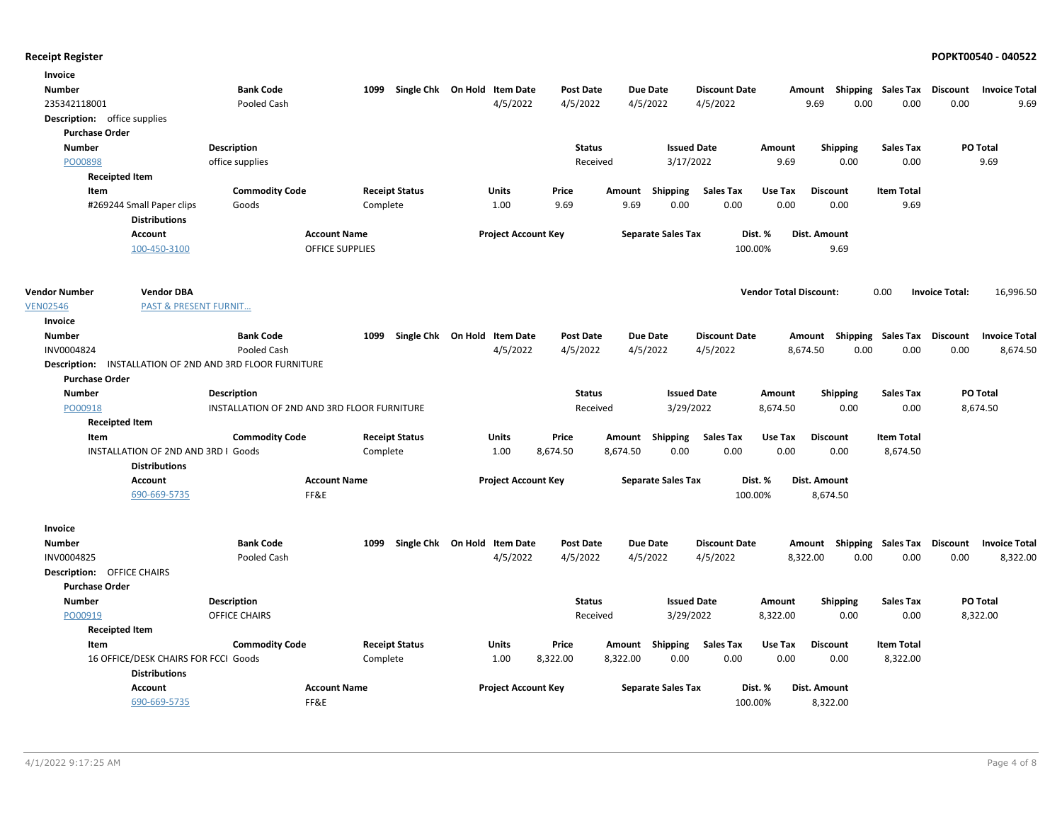## Receipt Register

**POPKT00540 - 040522**

**Invoice**

| Number | Bank Code | 1099 | Single Chk | On Hold | Item Date | Post Date | Due Date | Discount Date | Amount | Shipping | Sales Tax | Discount | Invoice Total |
|---|---|---|---|---|---|---|---|---|---|---|---|---|---|
| 235342118001 | Pooled Cash | | | | 4/5/2022 | 4/5/2022 | 4/5/2022 | 4/5/2022 | 9.69 | 0.00 | 0.00 | 0.00 | 9.69 |

**Description:** office supplies

**Purchase Order**

| Number | Description | Status | Issued Date | Amount | Shipping | Sales Tax | PO Total |
|---|---|---|---|---|---|---|---|
| PO00898 | office supplies | Received | 3/17/2022 | 9.69 | 0.00 | 0.00 | 9.69 |

**Receipted Item**

| Item | Commodity Code | Receipt Status | Units | Price | Amount | Shipping | Sales Tax | Use Tax | Discount | Item Total |
|---|---|---|---|---|---|---|---|---|---|---|
| #269244 Small Paper clips | Goods | Complete | 1.00 | 9.69 | 9.69 | 0.00 | 0.00 | 0.00 | 0.00 | 9.69 |

**Distributions**

| Account | Account Name | Project Account Key | Separate Sales Tax | Dist. % | Dist. Amount |
|---|---|---|---|---|---|
| 100-450-3100 | OFFICE SUPPLIES | | | 100.00% | 9.69 |

| Vendor Number | Vendor DBA | Vendor Total Discount: | 0.00 | Invoice Total: | 16,996.50 |
|---|---|---|---|---|---|
| VEN02546 | PAST & PRESENT FURNIT... | | | | |

**Invoice**

| Number | Bank Code | 1099 | Single Chk | On Hold | Item Date | Post Date | Due Date | Discount Date | Amount | Shipping | Sales Tax | Discount | Invoice Total |
|---|---|---|---|---|---|---|---|---|---|---|---|---|---|
| INV0004824 | Pooled Cash | | | | 4/5/2022 | 4/5/2022 | 4/5/2022 | 4/5/2022 | 8,674.50 | 0.00 | 0.00 | 0.00 | 8,674.50 |

**Description:** INSTALLATION OF 2ND AND 3RD FLOOR FURNITURE

**Purchase Order**

| Number | Description | Status | Issued Date | Amount | Shipping | Sales Tax | PO Total |
|---|---|---|---|---|---|---|---|
| PO00918 | INSTALLATION OF 2ND AND 3RD FLOOR FURNITURE | Received | 3/29/2022 | 8,674.50 | 0.00 | 0.00 | 8,674.50 |

**Receipted Item**

| Item | Commodity Code | Receipt Status | Units | Price | Amount | Shipping | Sales Tax | Use Tax | Discount | Item Total |
|---|---|---|---|---|---|---|---|---|---|---|
| INSTALLATION OF 2ND AND 3RD I | Goods | Complete | 1.00 | 8,674.50 | 8,674.50 | 0.00 | 0.00 | 0.00 | 0.00 | 8,674.50 |

**Distributions**

| Account | Account Name | Project Account Key | Separate Sales Tax | Dist. % | Dist. Amount |
|---|---|---|---|---|---|
| 690-669-5735 | FF&E | | | 100.00% | 8,674.50 |

**Invoice**

| Number | Bank Code | 1099 | Single Chk | On Hold | Item Date | Post Date | Due Date | Discount Date | Amount | Shipping | Sales Tax | Discount | Invoice Total |
|---|---|---|---|---|---|---|---|---|---|---|---|---|---|
| INV0004825 | Pooled Cash | | | | 4/5/2022 | 4/5/2022 | 4/5/2022 | 4/5/2022 | 8,322.00 | 0.00 | 0.00 | 0.00 | 8,322.00 |

**Description:** OFFICE CHAIRS

**Purchase Order**

| Number | Description | Status | Issued Date | Amount | Shipping | Sales Tax | PO Total |
|---|---|---|---|---|---|---|---|
| PO00919 | OFFICE CHAIRS | Received | 3/29/2022 | 8,322.00 | 0.00 | 0.00 | 8,322.00 |

**Receipted Item**

| Item | Commodity Code | Receipt Status | Units | Price | Amount | Shipping | Sales Tax | Use Tax | Discount | Item Total |
|---|---|---|---|---|---|---|---|---|---|---|
| 16 OFFICE/DESK CHAIRS FOR FCCI | Goods | Complete | 1.00 | 8,322.00 | 8,322.00 | 0.00 | 0.00 | 0.00 | 0.00 | 8,322.00 |

**Distributions**

| Account | Account Name | Project Account Key | Separate Sales Tax | Dist. % | Dist. Amount |
|---|---|---|---|---|---|
| 690-669-5735 | FF&E | | | 100.00% | 8,322.00 |

4/1/2022 9:17:25 AM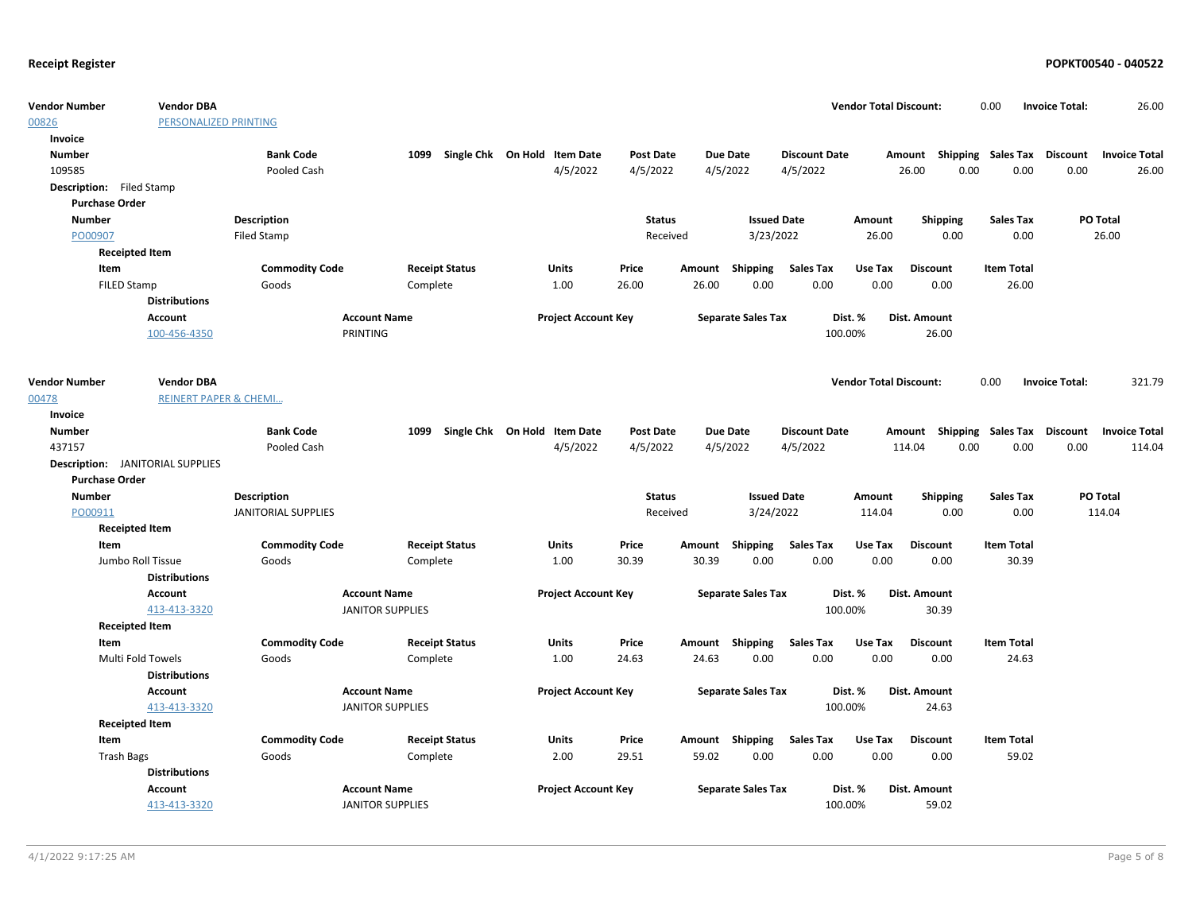**Receipt Register** **POPKT00540 - 040522**

| Vendor Number | Vendor DBA | Vendor Total Discount: | 0.00 | Invoice Total: | 26.00 |
|---|---|---|---|---|---|
| 00826 | PERSONALIZED PRINTING | | | | |

**Invoice**

| Number | Bank Code | 1099 | Single Chk | On Hold | Item Date | Post Date | Due Date | Discount Date | Amount | Shipping | Sales Tax | Discount | Invoice Total |
|---|---|---|---|---|---|---|---|---|---|---|---|---|---|
| 109585 | Pooled Cash | | | | 4/5/2022 | 4/5/2022 | 4/5/2022 | 4/5/2022 | 26.00 | 0.00 | 0.00 | 0.00 | 26.00 |

**Description:** Filed Stamp

**Purchase Order**

| Number | Description | Status | Issued Date | Amount | Shipping | Sales Tax | PO Total |
|---|---|---|---|---|---|---|---|
| PO00907 | Filed Stamp | Received | 3/23/2022 | 26.00 | 0.00 | 0.00 | 26.00 |

**Receipted Item**

| Item | Commodity Code | Receipt Status | Units | Price | Amount | Shipping | Sales Tax | Use Tax | Discount | Item Total |
|---|---|---|---|---|---|---|---|---|---|---|
| FILED Stamp | Goods | Complete | 1.00 | 26.00 | 26.00 | 0.00 | 0.00 | 0.00 | 0.00 | 26.00 |

**Distributions**

| Account | Account Name | Project Account Key | Separate Sales Tax | Dist. % | Dist. Amount |
|---|---|---|---|---|---|
| 100-456-4350 | PRINTING | | | 100.00% | 26.00 |

| Vendor Number | Vendor DBA | Vendor Total Discount: | 0.00 | Invoice Total: | 321.79 |
|---|---|---|---|---|---|
| 00478 | REINERT PAPER & CHEMI... | | | | |

**Invoice**

| Number | Bank Code | 1099 | Single Chk | On Hold | Item Date | Post Date | Due Date | Discount Date | Amount | Shipping | Sales Tax | Discount | Invoice Total |
|---|---|---|---|---|---|---|---|---|---|---|---|---|---|
| 437157 | Pooled Cash | | | | 4/5/2022 | 4/5/2022 | 4/5/2022 | 4/5/2022 | 114.04 | 0.00 | 0.00 | 0.00 | 114.04 |

**Description:** JANITORIAL SUPPLIES

**Purchase Order**

| Number | Description | Status | Issued Date | Amount | Shipping | Sales Tax | PO Total |
|---|---|---|---|---|---|---|---|
| PO00911 | JANITORIAL SUPPLIES | Received | 3/24/2022 | 114.04 | 0.00 | 0.00 | 114.04 |

**Receipted Item**

| Item | Commodity Code | Receipt Status | Units | Price | Amount | Shipping | Sales Tax | Use Tax | Discount | Item Total |
|---|---|---|---|---|---|---|---|---|---|---|
| Jumbo Roll Tissue | Goods | Complete | 1.00 | 30.39 | 30.39 | 0.00 | 0.00 | 0.00 | 0.00 | 30.39 |

**Distributions**

| Account | Account Name | Project Account Key | Separate Sales Tax | Dist. % | Dist. Amount |
|---|---|---|---|---|---|
| 413-413-3320 | JANITOR SUPPLIES | | | 100.00% | 30.39 |

**Receipted Item**

| Item | Commodity Code | Receipt Status | Units | Price | Amount | Shipping | Sales Tax | Use Tax | Discount | Item Total |
|---|---|---|---|---|---|---|---|---|---|---|
| Multi Fold Towels | Goods | Complete | 1.00 | 24.63 | 24.63 | 0.00 | 0.00 | 0.00 | 0.00 | 24.63 |

**Distributions**

| Account | Account Name | Project Account Key | Separate Sales Tax | Dist. % | Dist. Amount |
|---|---|---|---|---|---|
| 413-413-3320 | JANITOR SUPPLIES | | | 100.00% | 24.63 |

**Receipted Item**

| Item | Commodity Code | Receipt Status | Units | Price | Amount | Shipping | Sales Tax | Use Tax | Discount | Item Total |
|---|---|---|---|---|---|---|---|---|---|---|
| Trash Bags | Goods | Complete | 2.00 | 29.51 | 59.02 | 0.00 | 0.00 | 0.00 | 0.00 | 59.02 |

**Distributions**

| Account | Account Name | Project Account Key | Separate Sales Tax | Dist. % | Dist. Amount |
|---|---|---|---|---|---|
| 413-413-3320 | JANITOR SUPPLIES | | | 100.00% | 59.02 |

4/1/2022 9:17:25 AM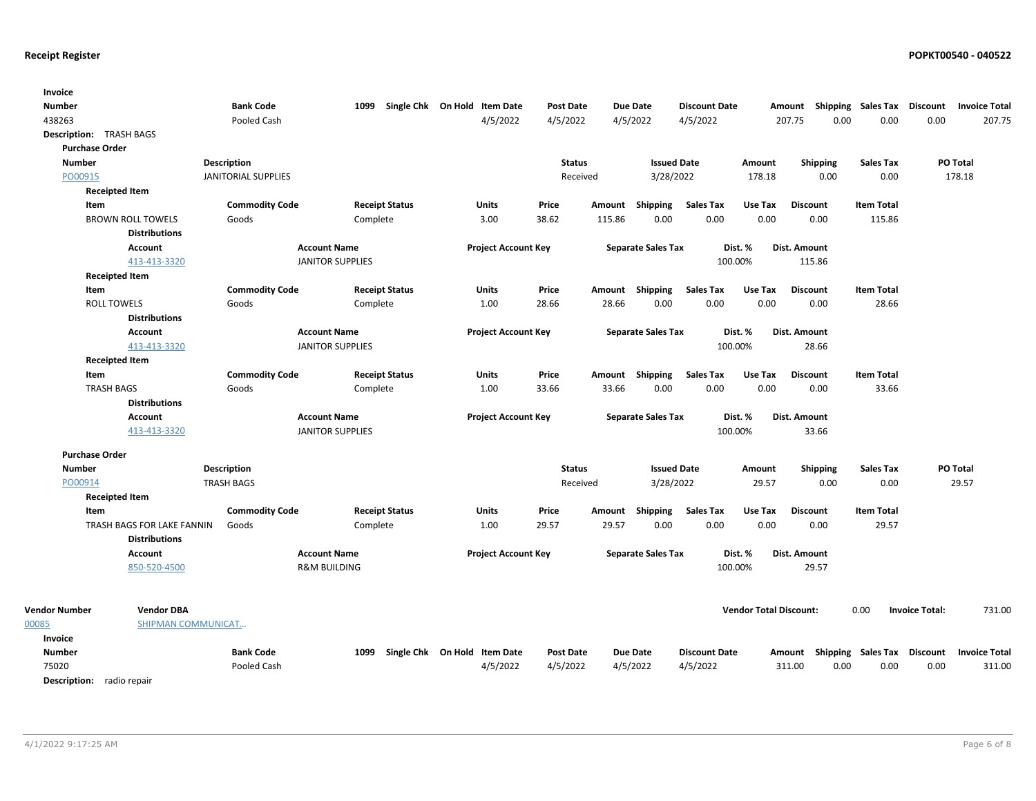## Receipt Register

**POPKT00540 - 040522**

| Invoice Number | Bank Code | 1099 | Single Chk | On Hold | Item Date | Post Date | Due Date | Discount Date | Amount | Shipping | Sales Tax | Discount | Invoice Total |
|---|---|---|---|---|---|---|---|---|---|---|---|---|---|
| 438263 | Pooled Cash | | | | 4/5/2022 | 4/5/2022 | 4/5/2022 | 4/5/2022 | 207.75 | 0.00 | 0.00 | 0.00 | 207.75 |

**Description:** TRASH BAGS

**Purchase Order**

| Number | Description | Status | Issued Date | Amount | Shipping | Sales Tax | PO Total |
|---|---|---|---|---|---|---|---|
| PO00915 | JANITORIAL SUPPLIES | Received | 3/28/2022 | 178.18 | 0.00 | 0.00 | 178.18 |

**Receipted Item**

| Item | Commodity Code | Receipt Status | Units | Price | Amount | Shipping | Sales Tax | Use Tax | Discount | Item Total |
|---|---|---|---|---|---|---|---|---|---|---|
| BROWN ROLL TOWELS | Goods | Complete | 3.00 | 38.62 | 115.86 | 0.00 | 0.00 | 0.00 | 0.00 | 115.86 |

**Distributions**

| Account | Account Name | Project Account Key | Separate Sales Tax | Dist. % | Dist. Amount |
|---|---|---|---|---|---|
| 413-413-3320 | JANITOR SUPPLIES | | | 100.00% | 115.86 |

**Receipted Item**

| Item | Commodity Code | Receipt Status | Units | Price | Amount | Shipping | Sales Tax | Use Tax | Discount | Item Total |
|---|---|---|---|---|---|---|---|---|---|---|
| ROLL TOWELS | Goods | Complete | 1.00 | 28.66 | 28.66 | 0.00 | 0.00 | 0.00 | 0.00 | 28.66 |

**Distributions**

| Account | Account Name | Project Account Key | Separate Sales Tax | Dist. % | Dist. Amount |
|---|---|---|---|---|---|
| 413-413-3320 | JANITOR SUPPLIES | | | 100.00% | 28.66 |

**Receipted Item**

| Item | Commodity Code | Receipt Status | Units | Price | Amount | Shipping | Sales Tax | Use Tax | Discount | Item Total |
|---|---|---|---|---|---|---|---|---|---|---|
| TRASH BAGS | Goods | Complete | 1.00 | 33.66 | 33.66 | 0.00 | 0.00 | 0.00 | 0.00 | 33.66 |

**Distributions**

| Account | Account Name | Project Account Key | Separate Sales Tax | Dist. % | Dist. Amount |
|---|---|---|---|---|---|
| 413-413-3320 | JANITOR SUPPLIES | | | 100.00% | 33.66 |

**Purchase Order**

| Number | Description | Status | Issued Date | Amount | Shipping | Sales Tax | PO Total |
|---|---|---|---|---|---|---|---|
| PO00914 | TRASH BAGS | Received | 3/28/2022 | 29.57 | 0.00 | 0.00 | 29.57 |

**Receipted Item**

| Item | Commodity Code | Receipt Status | Units | Price | Amount | Shipping | Sales Tax | Use Tax | Discount | Item Total |
|---|---|---|---|---|---|---|---|---|---|---|
| TRASH BAGS FOR LAKE FANNIN | Goods | Complete | 1.00 | 29.57 | 29.57 | 0.00 | 0.00 | 0.00 | 0.00 | 29.57 |

**Distributions**

| Account | Account Name | Project Account Key | Separate Sales Tax | Dist. % | Dist. Amount |
|---|---|---|---|---|---|
| 850-520-4500 | R&M BUILDING | | | 100.00% | 29.57 |

| Vendor Number | Vendor DBA | Vendor Total Discount: | 0.00 | Invoice Total: | 731.00 |
|---|---|---|---|---|---|
| 00085 | SHIPMAN COMMUNICAT... | | | | |

| Invoice Number | Bank Code | 1099 | Single Chk | On Hold | Item Date | Post Date | Due Date | Discount Date | Amount | Shipping | Sales Tax | Discount | Invoice Total |
|---|---|---|---|---|---|---|---|---|---|---|---|---|---|
| 75020 | Pooled Cash | | | | 4/5/2022 | 4/5/2022 | 4/5/2022 | 4/5/2022 | 311.00 | 0.00 | 0.00 | 0.00 | 311.00 |

**Description:** radio repair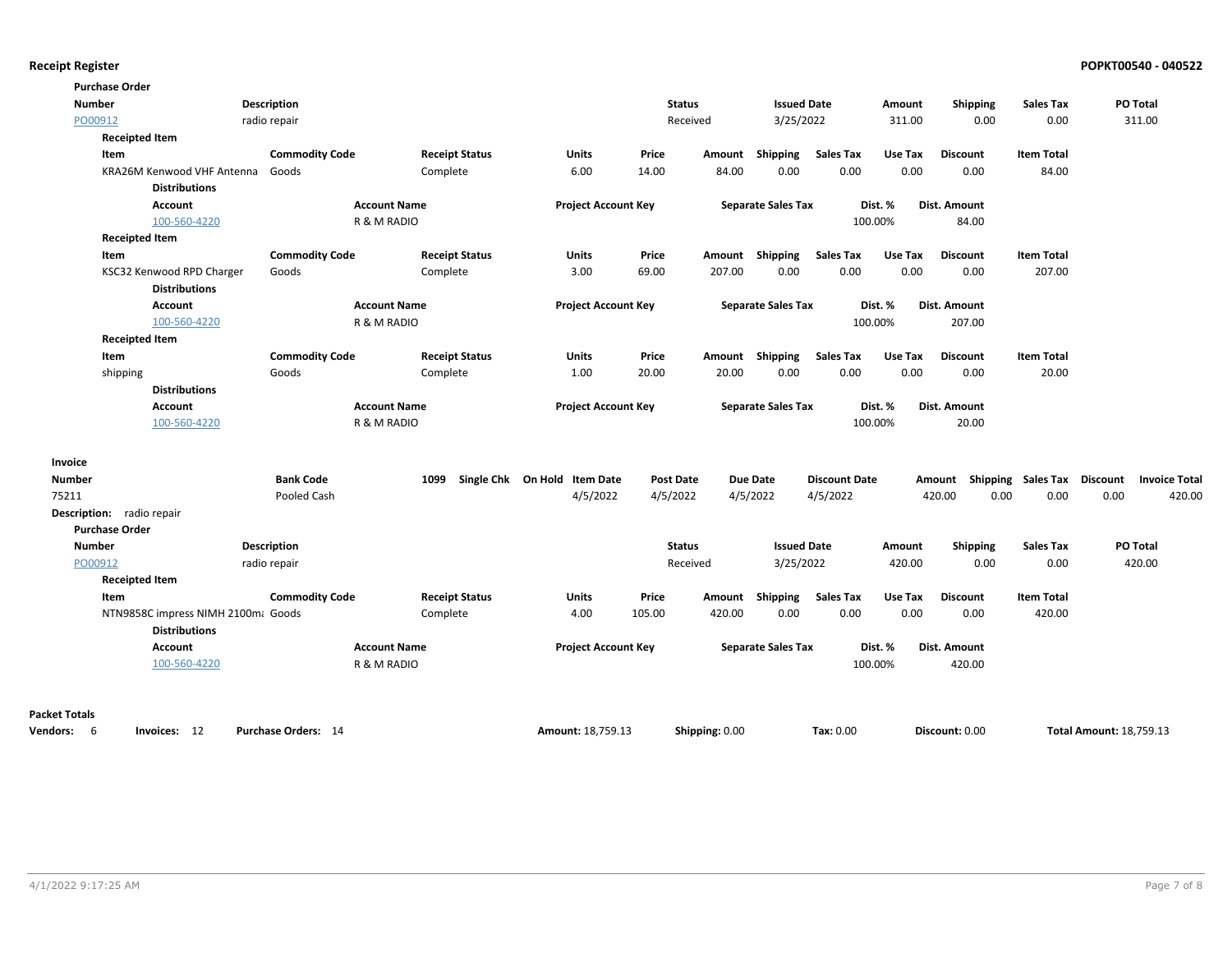## Receipt Register

**Purchase Order**

| Number | Description | Status | Issued Date | Amount | Shipping | Sales Tax | PO Total |
|---|---|---|---|---|---|---|---|
| PO00912 | radio repair | Received | 3/25/2022 | 311.00 | 0.00 | 0.00 | 311.00 |

**Receipted Item**

| Item | Commodity Code | Receipt Status | Units | Price | Amount | Shipping | Sales Tax | Use Tax | Discount | Item Total |
|---|---|---|---|---|---|---|---|---|---|---|
| KRA26M Kenwood VHF Antenna | Goods | Complete | 6.00 | 14.00 | 84.00 | 0.00 | 0.00 | 0.00 | 0.00 | 84.00 |

**Distributions**

| Account | Account Name | Project Account Key | Separate Sales Tax | Dist. % | Dist. Amount |
|---|---|---|---|---|---|
| 100-560-4220 | R & M RADIO | | | 100.00% | 84.00 |

**Receipted Item**

| Item | Commodity Code | Receipt Status | Units | Price | Amount | Shipping | Sales Tax | Use Tax | Discount | Item Total |
|---|---|---|---|---|---|---|---|---|---|---|
| KSC32 Kenwood RPD Charger | Goods | Complete | 3.00 | 69.00 | 207.00 | 0.00 | 0.00 | 0.00 | 0.00 | 207.00 |

**Distributions**

| Account | Account Name | Project Account Key | Separate Sales Tax | Dist. % | Dist. Amount |
|---|---|---|---|---|---|
| 100-560-4220 | R & M RADIO | | | 100.00% | 207.00 |

**Receipted Item**

| Item | Commodity Code | Receipt Status | Units | Price | Amount | Shipping | Sales Tax | Use Tax | Discount | Item Total |
|---|---|---|---|---|---|---|---|---|---|---|
| shipping | Goods | Complete | 1.00 | 20.00 | 20.00 | 0.00 | 0.00 | 0.00 | 0.00 | 20.00 |

**Distributions**

| Account | Account Name | Project Account Key | Separate Sales Tax | Dist. % | Dist. Amount |
|---|---|---|---|---|---|
| 100-560-4220 | R & M RADIO | | | 100.00% | 20.00 |

**Invoice**

| Number | Bank Code | 1099 | Single Chk | On Hold | Item Date | Post Date | Due Date | Discount Date | Amount | Shipping | Sales Tax | Discount | Invoice Total |
|---|---|---|---|---|---|---|---|---|---|---|---|---|---|
| 75211 | Pooled Cash | | | | 4/5/2022 | 4/5/2022 | 4/5/2022 | 4/5/2022 | 420.00 | 0.00 | 0.00 | 0.00 | 420.00 |

**Description:** radio repair

**Purchase Order**

| Number | Description | Status | Issued Date | Amount | Shipping | Sales Tax | PO Total |
|---|---|---|---|---|---|---|---|
| PO00912 | radio repair | Received | 3/25/2022 | 420.00 | 0.00 | 0.00 | 420.00 |

**Receipted Item**

| Item | Commodity Code | Receipt Status | Units | Price | Amount | Shipping | Sales Tax | Use Tax | Discount | Item Total |
|---|---|---|---|---|---|---|---|---|---|---|
| NTN9858C impress NIMH 2100ma | Goods | Complete | 4.00 | 105.00 | 420.00 | 0.00 | 0.00 | 0.00 | 0.00 | 420.00 |

**Distributions**

| Account | Account Name | Project Account Key | Separate Sales Tax | Dist. % | Dist. Amount |
|---|---|---|---|---|---|
| 100-560-4220 | R & M RADIO | | | 100.00% | 420.00 |

**Packet Totals**

**Vendors:** 6 **Invoices:** 12 **Purchase Orders:** 14 **Amount:** 18,759.13 **Shipping:** 0.00 **Tax:** 0.00 **Discount:** 0.00 **Total Amount:** 18,759.13

4/1/2022 9:17:25 AM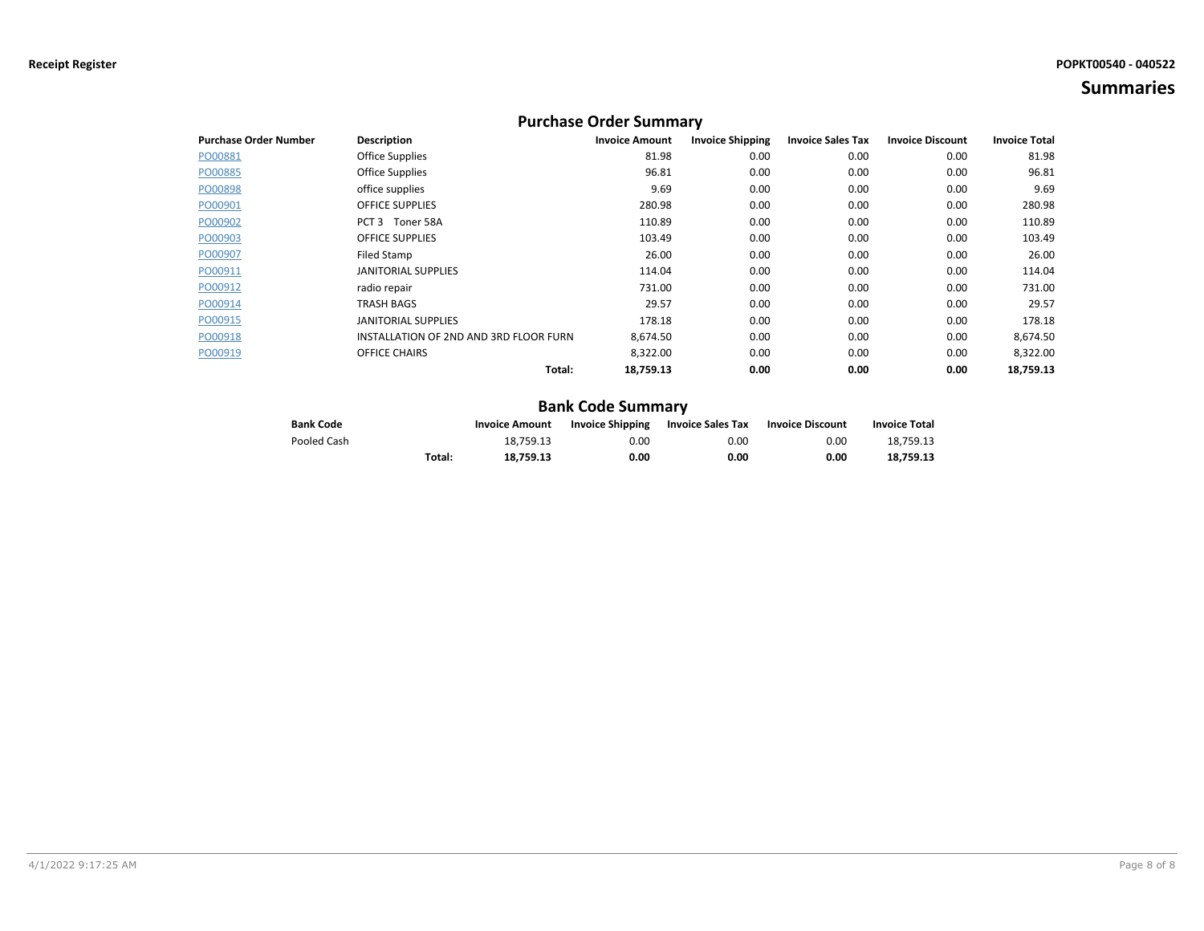Receipt Register

POPKT00540 - 040522

# Summaries

## Purchase Order Summary

| Purchase Order Number | Description | Invoice Amount | Invoice Shipping | Invoice Sales Tax | Invoice Discount | Invoice Total |
|---|---|---|---|---|---|---|
| PO00881 | Office Supplies | 81.98 | 0.00 | 0.00 | 0.00 | 81.98 |
| PO00885 | Office Supplies | 96.81 | 0.00 | 0.00 | 0.00 | 96.81 |
| PO00898 | office supplies | 9.69 | 0.00 | 0.00 | 0.00 | 9.69 |
| PO00901 | OFFICE SUPPLIES | 280.98 | 0.00 | 0.00 | 0.00 | 280.98 |
| PO00902 | PCT 3 Toner 58A | 110.89 | 0.00 | 0.00 | 0.00 | 110.89 |
| PO00903 | OFFICE SUPPLIES | 103.49 | 0.00 | 0.00 | 0.00 | 103.49 |
| PO00907 | Filed Stamp | 26.00 | 0.00 | 0.00 | 0.00 | 26.00 |
| PO00911 | JANITORIAL SUPPLIES | 114.04 | 0.00 | 0.00 | 0.00 | 114.04 |
| PO00912 | radio repair | 731.00 | 0.00 | 0.00 | 0.00 | 731.00 |
| PO00914 | TRASH BAGS | 29.57 | 0.00 | 0.00 | 0.00 | 29.57 |
| PO00915 | JANITORIAL SUPPLIES | 178.18 | 0.00 | 0.00 | 0.00 | 178.18 |
| PO00918 | INSTALLATION OF 2ND AND 3RD FLOOR FURN | 8,674.50 | 0.00 | 0.00 | 0.00 | 8,674.50 |
| PO00919 | OFFICE CHAIRS | 8,322.00 | 0.00 | 0.00 | 0.00 | 8,322.00 |
| | **Total:** | **18,759.13** | **0.00** | **0.00** | **0.00** | **18,759.13** |

## Bank Code Summary

| Bank Code | | Invoice Amount | Invoice Shipping | Invoice Sales Tax | Invoice Discount | Invoice Total |
|---|---|---|---|---|---|---|
| Pooled Cash | | 18,759.13 | 0.00 | 0.00 | 0.00 | 18,759.13 |
| | **Total:** | **18,759.13** | **0.00** | **0.00** | **0.00** | **18,759.13** |

4/1/2022 9:17:25 AM